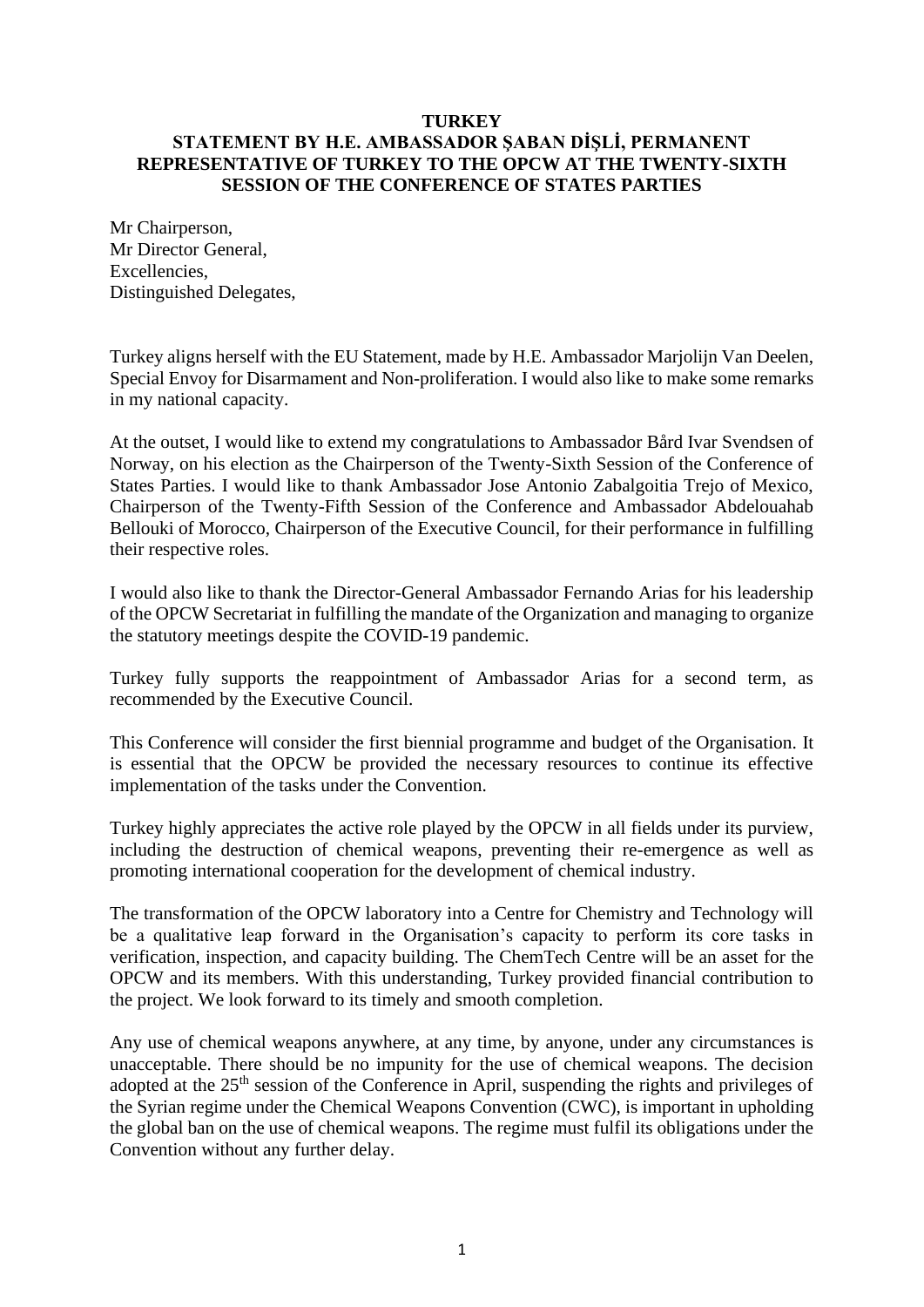**TURKEY**

**STATEMENT BY H.E. AMBASSADOR ŞABAN DİŞLİ, PERMANENT REPRESENTATIVE OF TURKEY TO THE OPCW AT THE TWENTY-SIXTH SESSION OF THE CONFERENCE OF STATES PARTIES**

Mr Chairperson,
Mr Director General,
Excellencies,
Distinguished Delegates,

Turkey aligns herself with the EU Statement, made by H.E. Ambassador Marjolijn Van Deelen, Special Envoy for Disarmament and Non-proliferation. I would also like to make some remarks in my national capacity.

At the outset, I would like to extend my congratulations to Ambassador Bård Ivar Svendsen of Norway, on his election as the Chairperson of the Twenty-Sixth Session of the Conference of States Parties. I would like to thank Ambassador Jose Antonio Zabalgoitia Trejo of Mexico, Chairperson of the Twenty-Fifth Session of the Conference and Ambassador Abdelouahab Bellouki of Morocco, Chairperson of the Executive Council, for their performance in fulfilling their respective roles.

I would also like to thank the Director-General Ambassador Fernando Arias for his leadership of the OPCW Secretariat in fulfilling the mandate of the Organization and managing to organize the statutory meetings despite the COVID-19 pandemic.

Turkey fully supports the reappointment of Ambassador Arias for a second term, as recommended by the Executive Council.

This Conference will consider the first biennial programme and budget of the Organisation. It is essential that the OPCW be provided the necessary resources to continue its effective implementation of the tasks under the Convention.

Turkey highly appreciates the active role played by the OPCW in all fields under its purview, including the destruction of chemical weapons, preventing their re-emergence as well as promoting international cooperation for the development of chemical industry.

The transformation of the OPCW laboratory into a Centre for Chemistry and Technology will be a qualitative leap forward in the Organisation's capacity to perform its core tasks in verification, inspection, and capacity building. The ChemTech Centre will be an asset for the OPCW and its members. With this understanding, Turkey provided financial contribution to the project. We look forward to its timely and smooth completion.

Any use of chemical weapons anywhere, at any time, by anyone, under any circumstances is unacceptable. There should be no impunity for the use of chemical weapons. The decision adopted at the 25th session of the Conference in April, suspending the rights and privileges of the Syrian regime under the Chemical Weapons Convention (CWC), is important in upholding the global ban on the use of chemical weapons. The regime must fulfil its obligations under the Convention without any further delay.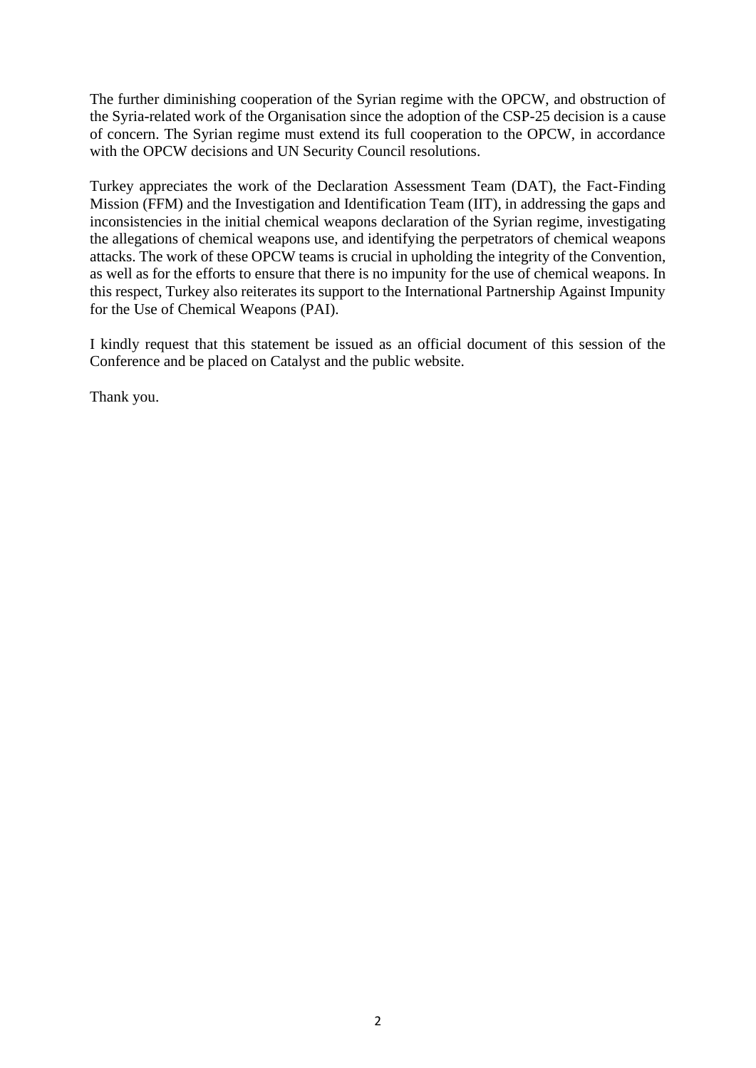The further diminishing cooperation of the Syrian regime with the OPCW, and obstruction of the Syria-related work of the Organisation since the adoption of the CSP-25 decision is a cause of concern. The Syrian regime must extend its full cooperation to the OPCW, in accordance with the OPCW decisions and UN Security Council resolutions.

Turkey appreciates the work of the Declaration Assessment Team (DAT), the Fact-Finding Mission (FFM) and the Investigation and Identification Team (IIT), in addressing the gaps and inconsistencies in the initial chemical weapons declaration of the Syrian regime, investigating the allegations of chemical weapons use, and identifying the perpetrators of chemical weapons attacks. The work of these OPCW teams is crucial in upholding the integrity of the Convention, as well as for the efforts to ensure that there is no impunity for the use of chemical weapons. In this respect, Turkey also reiterates its support to the International Partnership Against Impunity for the Use of Chemical Weapons (PAI).

I kindly request that this statement be issued as an official document of this session of the Conference and be placed on Catalyst and the public website.

Thank you.